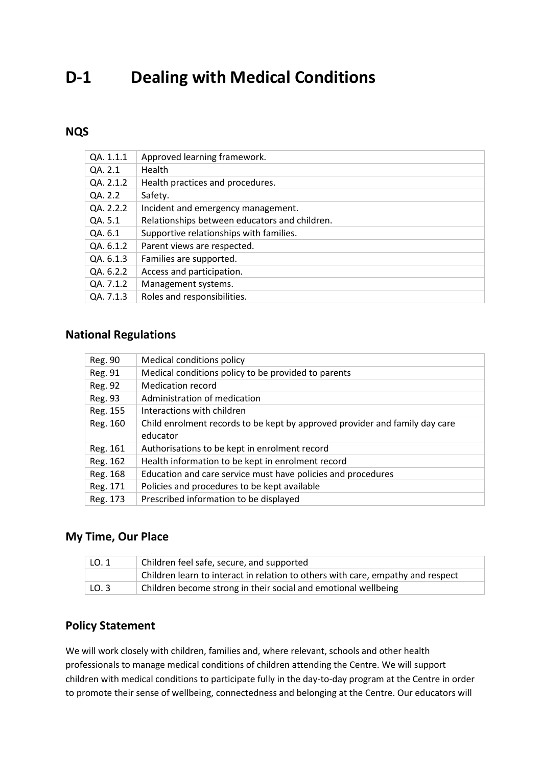# D-1 Dealing with Medical Conditions

## NQS

| | |
|---|---|
| QA. 1.1.1 | Approved learning framework. |
| QA. 2.1 | Health |
| QA. 2.1.2 | Health practices and procedures. |
| QA. 2.2 | Safety. |
| QA. 2.2.2 | Incident and emergency management. |
| QA. 5.1 | Relationships between educators and children. |
| QA. 6.1 | Supportive relationships with families. |
| QA. 6.1.2 | Parent views are respected. |
| QA. 6.1.3 | Families are supported. |
| QA. 6.2.2 | Access and participation. |
| QA. 7.1.2 | Management systems. |
| QA. 7.1.3 | Roles and responsibilities. |

## National Regulations

| | |
|---|---|
| Reg. 90 | Medical conditions policy |
| Reg. 91 | Medical conditions policy to be provided to parents |
| Reg. 92 | Medication record |
| Reg. 93 | Administration of medication |
| Reg. 155 | Interactions with children |
| Reg. 160 | Child enrolment records to be kept by approved provider and family day care educator |
| Reg. 161 | Authorisations to be kept in enrolment record |
| Reg. 162 | Health information to be kept in enrolment record |
| Reg. 168 | Education and care service must have policies and procedures |
| Reg. 171 | Policies and procedures to be kept available |
| Reg. 173 | Prescribed information to be displayed |

## My Time, Our Place

| | |
|---|---|
| LO. 1 | Children feel safe, secure, and supported |
| | Children learn to interact in relation to others with care, empathy and respect |
| LO. 3 | Children become strong in their social and emotional wellbeing |

## Policy Statement

We will work closely with children, families and, where relevant, schools and other health professionals to manage medical conditions of children attending the Centre. We will support children with medical conditions to participate fully in the day-to-day program at the Centre in order to promote their sense of wellbeing, connectedness and belonging at the Centre. Our educators will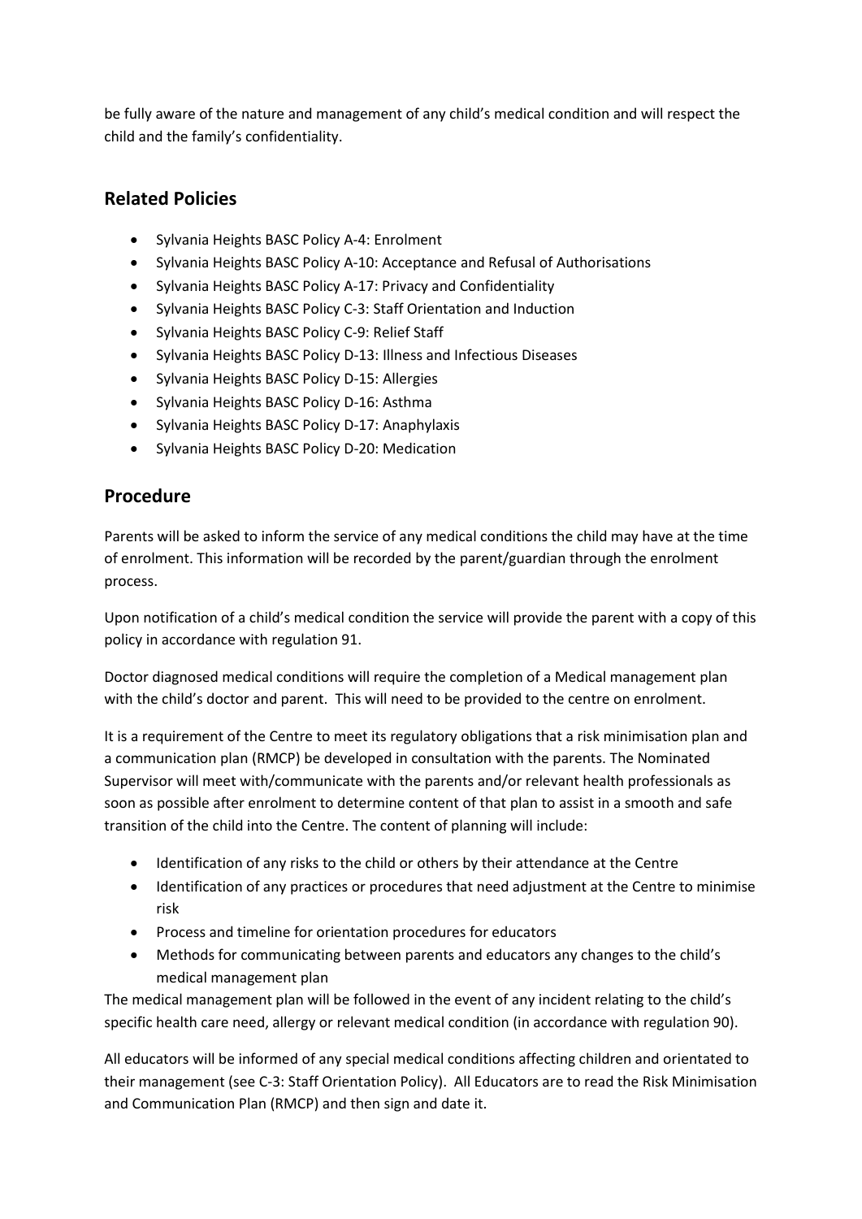be fully aware of the nature and management of any child's medical condition and will respect the child and the family's confidentiality.

## Related Policies

- Sylvania Heights BASC Policy A-4: Enrolment
- Sylvania Heights BASC Policy A-10: Acceptance and Refusal of Authorisations
- Sylvania Heights BASC Policy A-17: Privacy and Confidentiality
- Sylvania Heights BASC Policy C-3: Staff Orientation and Induction
- Sylvania Heights BASC Policy C-9: Relief Staff
- Sylvania Heights BASC Policy D-13: Illness and Infectious Diseases
- Sylvania Heights BASC Policy D-15: Allergies
- Sylvania Heights BASC Policy D-16: Asthma
- Sylvania Heights BASC Policy D-17: Anaphylaxis
- Sylvania Heights BASC Policy D-20: Medication

## Procedure

Parents will be asked to inform the service of any medical conditions the child may have at the time of enrolment. This information will be recorded by the parent/guardian through the enrolment process.

Upon notification of a child's medical condition the service will provide the parent with a copy of this policy in accordance with regulation 91.

Doctor diagnosed medical conditions will require the completion of a Medical management plan with the child's doctor and parent. This will need to be provided to the centre on enrolment.

It is a requirement of the Centre to meet its regulatory obligations that a risk minimisation plan and a communication plan (RMCP) be developed in consultation with the parents. The Nominated Supervisor will meet with/communicate with the parents and/or relevant health professionals as soon as possible after enrolment to determine content of that plan to assist in a smooth and safe transition of the child into the Centre. The content of planning will include:

- Identification of any risks to the child or others by their attendance at the Centre
- Identification of any practices or procedures that need adjustment at the Centre to minimise risk
- Process and timeline for orientation procedures for educators
- Methods for communicating between parents and educators any changes to the child's medical management plan

The medical management plan will be followed in the event of any incident relating to the child's specific health care need, allergy or relevant medical condition (in accordance with regulation 90).

All educators will be informed of any special medical conditions affecting children and orientated to their management (see C-3: Staff Orientation Policy). All Educators are to read the Risk Minimisation and Communication Plan (RMCP) and then sign and date it.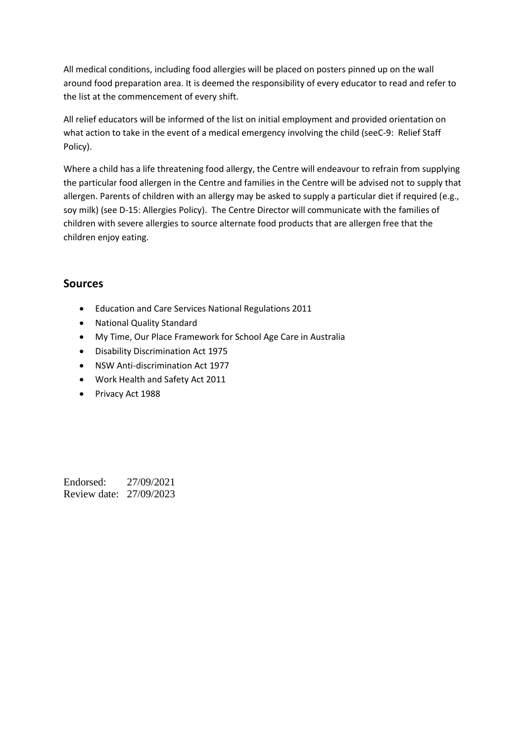All medical conditions, including food allergies will be placed on posters pinned up on the wall around food preparation area. It is deemed the responsibility of every educator to read and refer to the list at the commencement of every shift.

All relief educators will be informed of the list on initial employment and provided orientation on what action to take in the event of a medical emergency involving the child (seeC-9: Relief Staff Policy).

Where a child has a life threatening food allergy, the Centre will endeavour to refrain from supplying the particular food allergen in the Centre and families in the Centre will be advised not to supply that allergen. Parents of children with an allergy may be asked to supply a particular diet if required (e.g., soy milk) (see D-15: Allergies Policy). The Centre Director will communicate with the families of children with severe allergies to source alternate food products that are allergen free that the children enjoy eating.

## Sources

- Education and Care Services National Regulations 2011
- National Quality Standard
- My Time, Our Place Framework for School Age Care in Australia
- Disability Discrimination Act 1975
- NSW Anti-discrimination Act 1977
- Work Health and Safety Act 2011
- Privacy Act 1988

Endorsed: 27/09/2021
Review date: 27/09/2023